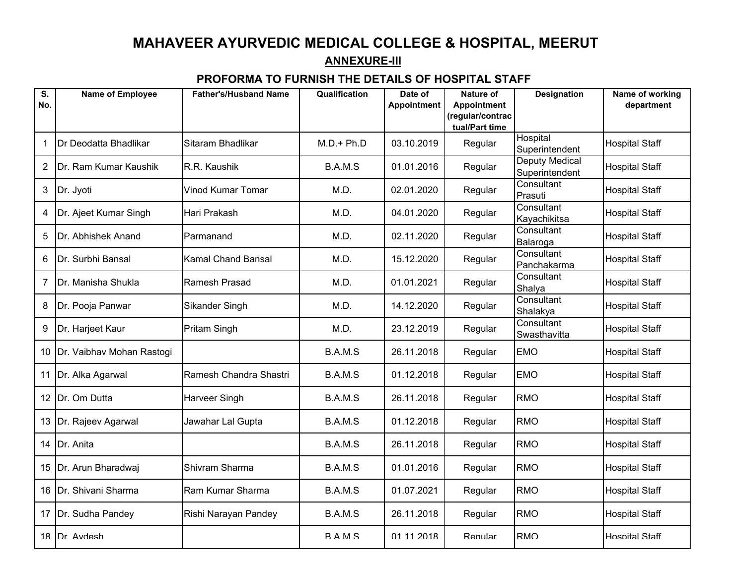# MAHAVEER AYURVEDIC MEDICAL COLLEGE & HOSPITAL, MEERUT

## ANNEXURE-III

### PROFORMA TO FURNISH THE DETAILS OF HOSPITAL STAFF

| S. No. | Name of Employee | Father's/Husband Name | Qualification | Date of Appointment | Nature of Appointment (regular/contractual/Part time | Designation | Name of working department |
|---|---|---|---|---|---|---|---|
| 1 | Dr Deodatta Bhadlikar | Sitaram Bhadlikar | M.D.+ Ph.D | 03.10.2019 | Regular | Hospital Superintendent | Hospital Staff |
| 2 | Dr. Ram Kumar Kaushik | R.R. Kaushik | B.A.M.S | 01.01.2016 | Regular | Deputy Medical Superintendent | Hospital Staff |
| 3 | Dr. Jyoti | Vinod Kumar Tomar | M.D. | 02.01.2020 | Regular | Consultant Prasuti | Hospital Staff |
| 4 | Dr. Ajeet Kumar Singh | Hari Prakash | M.D. | 04.01.2020 | Regular | Consultant Kayachikitsa | Hospital Staff |
| 5 | Dr. Abhishek Anand | Parmanand | M.D. | 02.11.2020 | Regular | Consultant Balaroga | Hospital Staff |
| 6 | Dr. Surbhi Bansal | Kamal Chand Bansal | M.D. | 15.12.2020 | Regular | Consultant Panchakarma | Hospital Staff |
| 7 | Dr. Manisha Shukla | Ramesh Prasad | M.D. | 01.01.2021 | Regular | Consultant Shalya | Hospital Staff |
| 8 | Dr. Pooja Panwar | Sikander Singh | M.D. | 14.12.2020 | Regular | Consultant Shalakya | Hospital Staff |
| 9 | Dr. Harjeet Kaur | Pritam Singh | M.D. | 23.12.2019 | Regular | Consultant Swasthavitta | Hospital Staff |
| 10 | Dr. Vaibhav Mohan Rastogi | | B.A.M.S | 26.11.2018 | Regular | EMO | Hospital Staff |
| 11 | Dr. Alka Agarwal | Ramesh Chandra Shastri | B.A.M.S | 01.12.2018 | Regular | EMO | Hospital Staff |
| 12 | Dr. Om Dutta | Harveer Singh | B.A.M.S | 26.11.2018 | Regular | RMO | Hospital Staff |
| 13 | Dr. Rajeev Agarwal | Jawahar Lal Gupta | B.A.M.S | 01.12.2018 | Regular | RMO | Hospital Staff |
| 14 | Dr. Anita | | B.A.M.S | 26.11.2018 | Regular | RMO | Hospital Staff |
| 15 | Dr. Arun Bharadwaj | Shivram Sharma | B.A.M.S | 01.01.2016 | Regular | RMO | Hospital Staff |
| 16 | Dr. Shivani Sharma | Ram Kumar Sharma | B.A.M.S | 01.07.2021 | Regular | RMO | Hospital Staff |
| 17 | Dr. Sudha Pandey | Rishi Narayan Pandey | B.A.M.S | 26.11.2018 | Regular | RMO | Hospital Staff |
| 18 | Dr. Avdesh | | B.A.M.S | 01.11.2018 | Regular | RMO | Hospital Staff |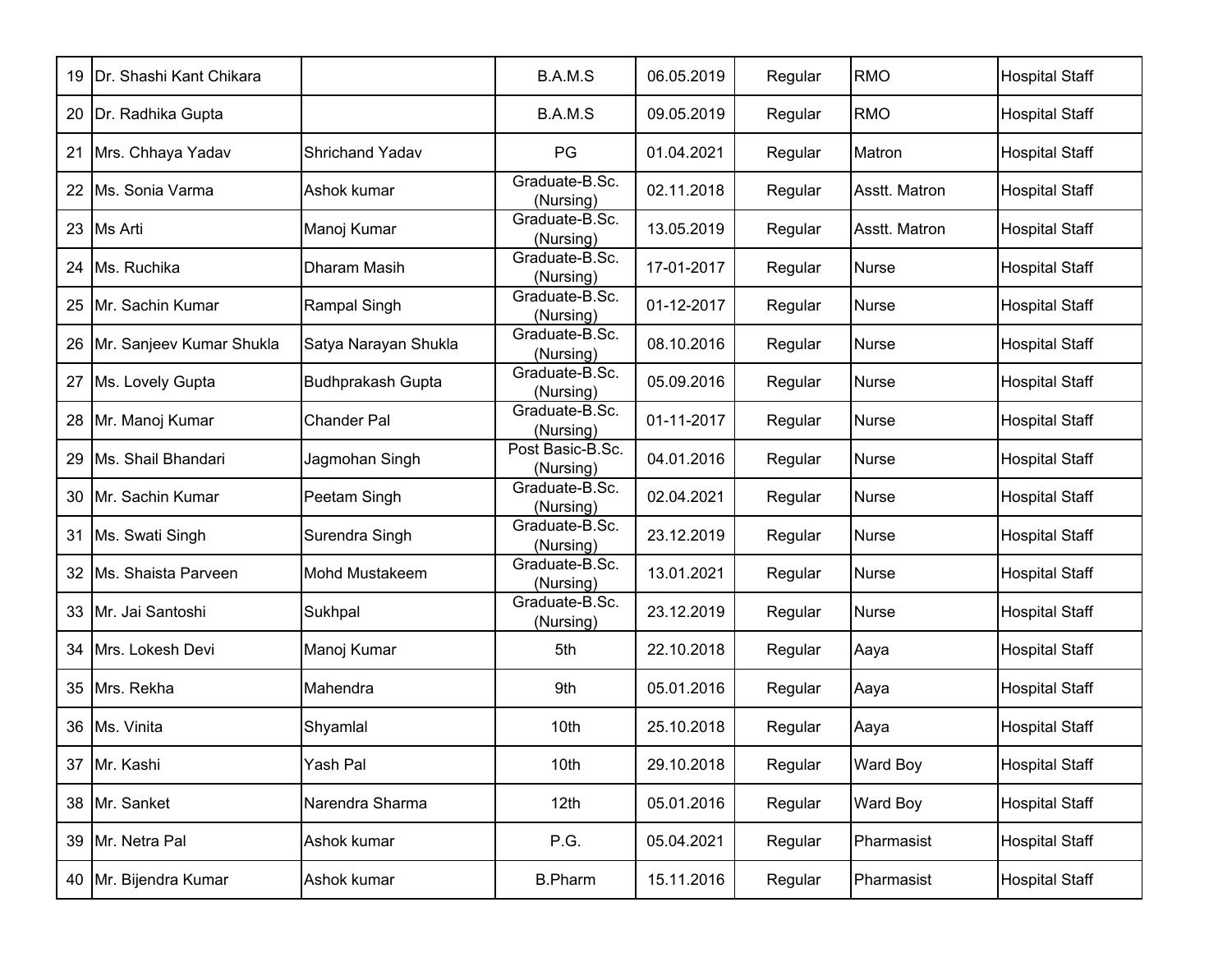| | | | | | | | |
|---|---|---|---|---|---|---|---|
| 19 | Dr. Shashi Kant Chikara | | B.A.M.S | 06.05.2019 | Regular | RMO | Hospital Staff |
| 20 | Dr. Radhika Gupta | | B.A.M.S | 09.05.2019 | Regular | RMO | Hospital Staff |
| 21 | Mrs. Chhaya Yadav | Shrichand Yadav | PG | 01.04.2021 | Regular | Matron | Hospital Staff |
| 22 | Ms. Sonia Varma | Ashok kumar | Graduate-B.Sc. (Nursing) | 02.11.2018 | Regular | Asstt. Matron | Hospital Staff |
| 23 | Ms Arti | Manoj Kumar | Graduate-B.Sc. (Nursing) | 13.05.2019 | Regular | Asstt. Matron | Hospital Staff |
| 24 | Ms. Ruchika | Dharam Masih | Graduate-B.Sc. (Nursing) | 17-01-2017 | Regular | Nurse | Hospital Staff |
| 25 | Mr. Sachin Kumar | Rampal Singh | Graduate-B.Sc. (Nursing) | 01-12-2017 | Regular | Nurse | Hospital Staff |
| 26 | Mr. Sanjeev Kumar Shukla | Satya Narayan Shukla | Graduate-B.Sc. (Nursing) | 08.10.2016 | Regular | Nurse | Hospital Staff |
| 27 | Ms. Lovely Gupta | Budhprakash Gupta | Graduate-B.Sc. (Nursing) | 05.09.2016 | Regular | Nurse | Hospital Staff |
| 28 | Mr. Manoj Kumar | Chander Pal | Graduate-B.Sc. (Nursing) | 01-11-2017 | Regular | Nurse | Hospital Staff |
| 29 | Ms. Shail Bhandari | Jagmohan Singh | Post Basic-B.Sc. (Nursing) | 04.01.2016 | Regular | Nurse | Hospital Staff |
| 30 | Mr. Sachin Kumar | Peetam Singh | Graduate-B.Sc. (Nursing) | 02.04.2021 | Regular | Nurse | Hospital Staff |
| 31 | Ms. Swati Singh | Surendra Singh | Graduate-B.Sc. (Nursing) | 23.12.2019 | Regular | Nurse | Hospital Staff |
| 32 | Ms. Shaista Parveen | Mohd Mustakeem | Graduate-B.Sc. (Nursing) | 13.01.2021 | Regular | Nurse | Hospital Staff |
| 33 | Mr. Jai Santoshi | Sukhpal | Graduate-B.Sc. (Nursing) | 23.12.2019 | Regular | Nurse | Hospital Staff |
| 34 | Mrs. Lokesh Devi | Manoj Kumar | 5th | 22.10.2018 | Regular | Aaya | Hospital Staff |
| 35 | Mrs. Rekha | Mahendra | 9th | 05.01.2016 | Regular | Aaya | Hospital Staff |
| 36 | Ms. Vinita | Shyamlal | 10th | 25.10.2018 | Regular | Aaya | Hospital Staff |
| 37 | Mr. Kashi | Yash Pal | 10th | 29.10.2018 | Regular | Ward Boy | Hospital Staff |
| 38 | Mr. Sanket | Narendra Sharma | 12th | 05.01.2016 | Regular | Ward Boy | Hospital Staff |
| 39 | Mr. Netra Pal | Ashok kumar | P.G. | 05.04.2021 | Regular | Pharmasist | Hospital Staff |
| 40 | Mr. Bijendra Kumar | Ashok kumar | B.Pharm | 15.11.2016 | Regular | Pharmasist | Hospital Staff |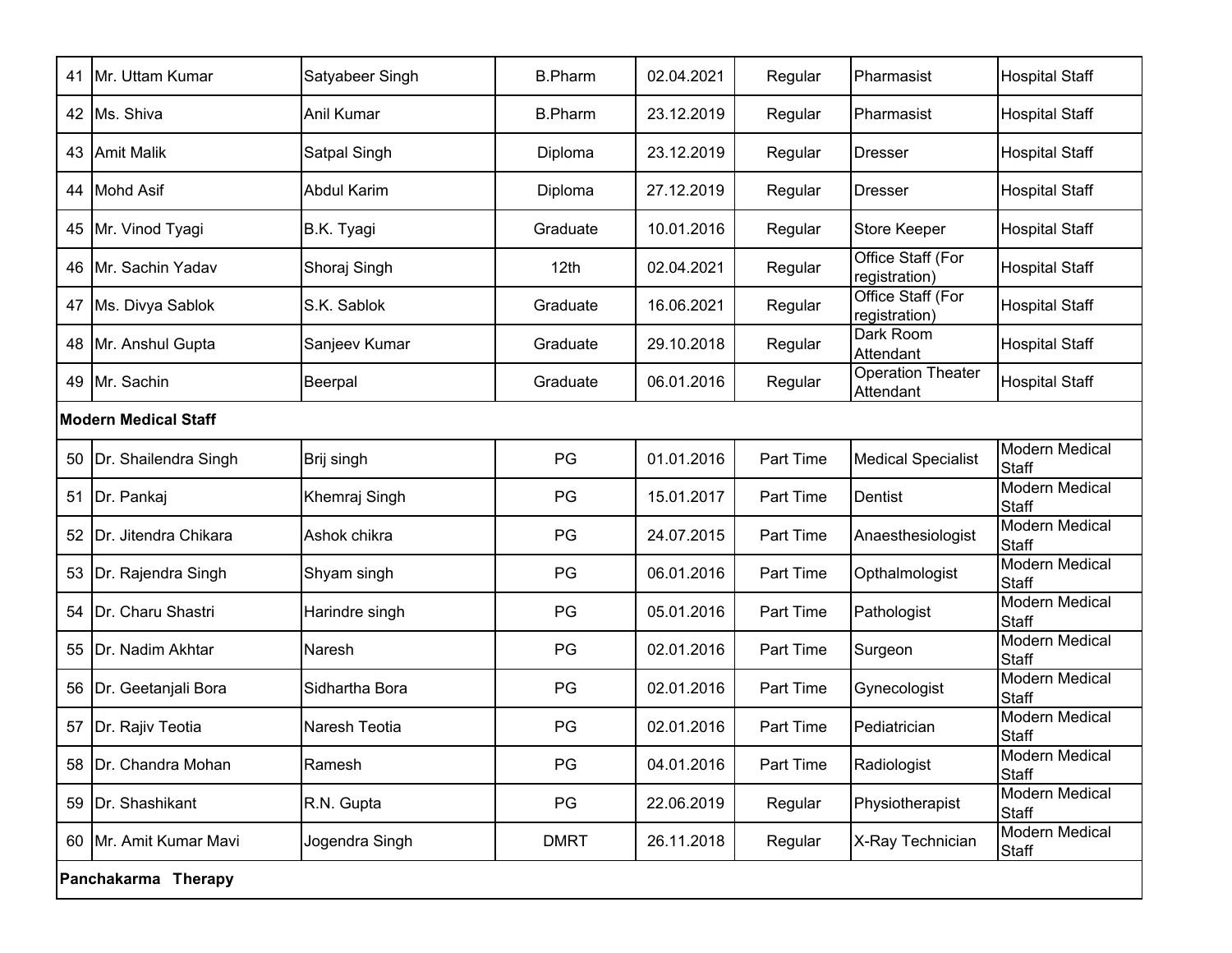| | | | | | | | |
|---|---|---|---|---|---|---|---|
| 41 | Mr. Uttam Kumar | Satyabeer Singh | B.Pharm | 02.04.2021 | Regular | Pharmasist | Hospital Staff |
| 42 | Ms. Shiva | Anil Kumar | B.Pharm | 23.12.2019 | Regular | Pharmasist | Hospital Staff |
| 43 | Amit Malik | Satpal Singh | Diploma | 23.12.2019 | Regular | Dresser | Hospital Staff |
| 44 | Mohd Asif | Abdul Karim | Diploma | 27.12.2019 | Regular | Dresser | Hospital Staff |
| 45 | Mr. Vinod Tyagi | B.K. Tyagi | Graduate | 10.01.2016 | Regular | Store Keeper | Hospital Staff |
| 46 | Mr. Sachin Yadav | Shoraj Singh | 12th | 02.04.2021 | Regular | Office Staff (For registration) | Hospital Staff |
| 47 | Ms. Divya Sablok | S.K. Sablok | Graduate | 16.06.2021 | Regular | Office Staff (For registration) | Hospital Staff |
| 48 | Mr. Anshul Gupta | Sanjeev Kumar | Graduate | 29.10.2018 | Regular | Dark Room Attendant | Hospital Staff |
| 49 | Mr. Sachin | Beerpal | Graduate | 06.01.2016 | Regular | Operation Theater Attendant | Hospital Staff |
| **Modern Medical Staff** | | | | | | | |
| 50 | Dr. Shailendra Singh | Brij singh | PG | 01.01.2016 | Part Time | Medical Specialist | Modern Medical Staff |
| 51 | Dr. Pankaj | Khemraj Singh | PG | 15.01.2017 | Part Time | Dentist | Modern Medical Staff |
| 52 | Dr. Jitendra Chikara | Ashok chikra | PG | 24.07.2015 | Part Time | Anaesthesiologist | Modern Medical Staff |
| 53 | Dr. Rajendra Singh | Shyam singh | PG | 06.01.2016 | Part Time | Opthalmologist | Modern Medical Staff |
| 54 | Dr. Charu Shastri | Harindre singh | PG | 05.01.2016 | Part Time | Pathologist | Modern Medical Staff |
| 55 | Dr. Nadim Akhtar | Naresh | PG | 02.01.2016 | Part Time | Surgeon | Modern Medical Staff |
| 56 | Dr. Geetanjali Bora | Sidhartha Bora | PG | 02.01.2016 | Part Time | Gynecologist | Modern Medical Staff |
| 57 | Dr. Rajiv Teotia | Naresh Teotia | PG | 02.01.2016 | Part Time | Pediatrician | Modern Medical Staff |
| 58 | Dr. Chandra Mohan | Ramesh | PG | 04.01.2016 | Part Time | Radiologist | Modern Medical Staff |
| 59 | Dr. Shashikant | R.N. Gupta | PG | 22.06.2019 | Regular | Physiotherapist | Modern Medical Staff |
| 60 | Mr. Amit Kumar Mavi | Jogendra Singh | DMRT | 26.11.2018 | Regular | X-Ray Technician | Modern Medical Staff |
| **Panchakarma Therapy** | | | | | | | |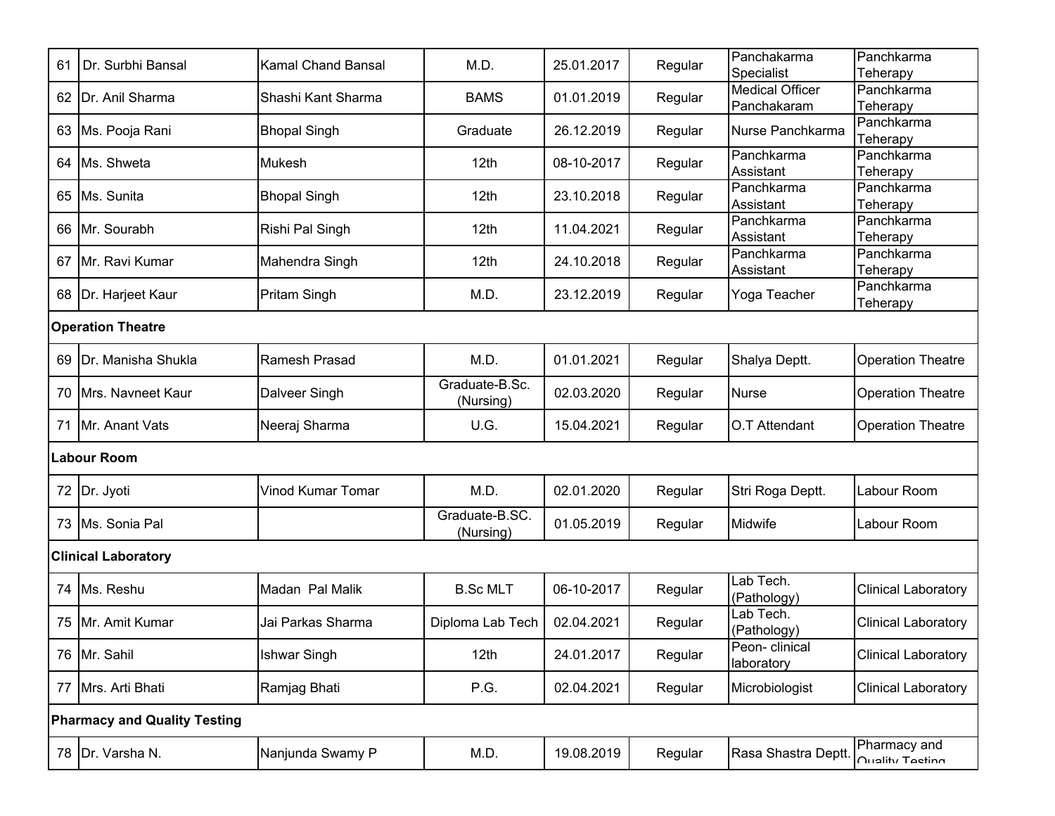| | | | | | | | |
|---|---|---|---|---|---|---|---|
| 61 | Dr. Surbhi Bansal | Kamal Chand Bansal | M.D. | 25.01.2017 | Regular | Panchakarma Specialist | Panchkarma Teherapy |
| 62 | Dr. Anil Sharma | Shashi Kant Sharma | BAMS | 01.01.2019 | Regular | Medical Officer Panchakaram | Panchkarma Teherapy |
| 63 | Ms. Pooja Rani | Bhopal Singh | Graduate | 26.12.2019 | Regular | Nurse Panchkarma | Panchkarma Teherapy |
| 64 | Ms. Shweta | Mukesh | 12th | 08-10-2017 | Regular | Panchkarma Assistant | Panchkarma Teherapy |
| 65 | Ms. Sunita | Bhopal Singh | 12th | 23.10.2018 | Regular | Panchkarma Assistant | Panchkarma Teherapy |
| 66 | Mr. Sourabh | Rishi Pal Singh | 12th | 11.04.2021 | Regular | Panchkarma Assistant | Panchkarma Teherapy |
| 67 | Mr. Ravi Kumar | Mahendra Singh | 12th | 24.10.2018 | Regular | Panchkarma Assistant | Panchkarma Teherapy |
| 68 | Dr. Harjeet Kaur | Pritam Singh | M.D. | 23.12.2019 | Regular | Yoga Teacher | Panchkarma Teherapy |
| **Operation Theatre** | | | | | | | |
| 69 | Dr. Manisha Shukla | Ramesh Prasad | M.D. | 01.01.2021 | Regular | Shalya Deptt. | Operation Theatre |
| 70 | Mrs. Navneet Kaur | Dalveer Singh | Graduate-B.Sc. (Nursing) | 02.03.2020 | Regular | Nurse | Operation Theatre |
| 71 | Mr. Anant Vats | Neeraj Sharma | U.G. | 15.04.2021 | Regular | O.T Attendant | Operation Theatre |
| **Labour Room** | | | | | | | |
| 72 | Dr. Jyoti | Vinod Kumar Tomar | M.D. | 02.01.2020 | Regular | Stri Roga Deptt. | Labour Room |
| 73 | Ms. Sonia Pal | | Graduate-B.SC. (Nursing) | 01.05.2019 | Regular | Midwife | Labour Room |
| **Clinical Laboratory** | | | | | | | |
| 74 | Ms. Reshu | Madan Pal Malik | B.Sc MLT | 06-10-2017 | Regular | Lab Tech. (Pathology) | Clinical Laboratory |
| 75 | Mr. Amit Kumar | Jai Parkas Sharma | Diploma Lab Tech | 02.04.2021 | Regular | Lab Tech. (Pathology) | Clinical Laboratory |
| 76 | Mr. Sahil | Ishwar Singh | 12th | 24.01.2017 | Regular | Peon- clinical laboratory | Clinical Laboratory |
| 77 | Mrs. Arti Bhati | Ramjag Bhati | P.G. | 02.04.2021 | Regular | Microbiologist | Clinical Laboratory |
| **Pharmacy and Quality Testing** | | | | | | | |
| 78 | Dr. Varsha N. | Nanjunda Swamy P | M.D. | 19.08.2019 | Regular | Rasa Shastra Deptt. | Pharmacy and Quality Testing |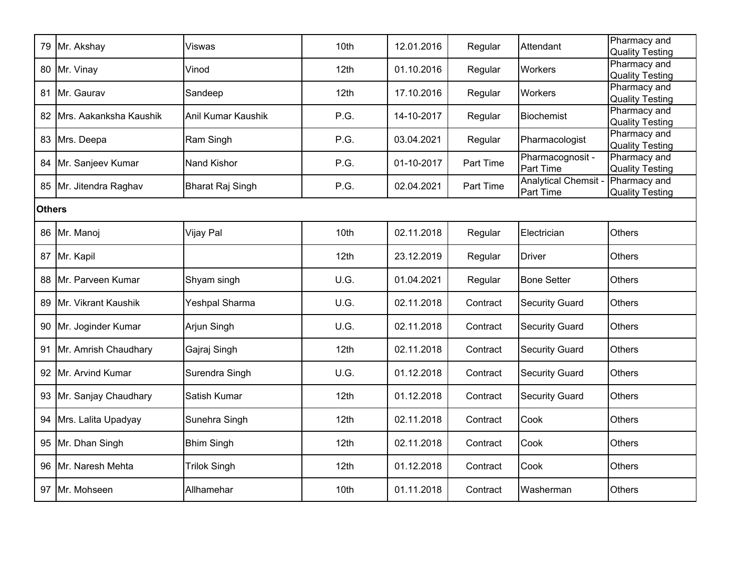| | | | | | | | |
|---|---|---|---|---|---|---|---|
| 79 | Mr. Akshay | Viswas | 10th | 12.01.2016 | Regular | Attendant | Pharmacy and Quality Testing |
| 80 | Mr. Vinay | Vinod | 12th | 01.10.2016 | Regular | Workers | Pharmacy and Quality Testing |
| 81 | Mr. Gaurav | Sandeep | 12th | 17.10.2016 | Regular | Workers | Pharmacy and Quality Testing |
| 82 | Mrs. Aakanksha Kaushik | Anil Kumar Kaushik | P.G. | 14-10-2017 | Regular | Biochemist | Pharmacy and Quality Testing |
| 83 | Mrs. Deepa | Ram Singh | P.G. | 03.04.2021 | Regular | Pharmacologist | Pharmacy and Quality Testing |
| 84 | Mr. Sanjeev Kumar | Nand Kishor | P.G. | 01-10-2017 | Part Time | Pharmacognosit - Part Time | Pharmacy and Quality Testing |
| 85 | Mr. Jitendra Raghav | Bharat Raj Singh | P.G. | 02.04.2021 | Part Time | Analytical Chemsit - Part Time | Pharmacy and Quality Testing |
| **Others** | | | | | | | |
| 86 | Mr. Manoj | Vijay Pal | 10th | 02.11.2018 | Regular | Electrician | Others |
| 87 | Mr. Kapil | | 12th | 23.12.2019 | Regular | Driver | Others |
| 88 | Mr. Parveen Kumar | Shyam singh | U.G. | 01.04.2021 | Regular | Bone Setter | Others |
| 89 | Mr. Vikrant Kaushik | Yeshpal Sharma | U.G. | 02.11.2018 | Contract | Security Guard | Others |
| 90 | Mr. Joginder Kumar | Arjun Singh | U.G. | 02.11.2018 | Contract | Security Guard | Others |
| 91 | Mr. Amrish Chaudhary | Gajraj Singh | 12th | 02.11.2018 | Contract | Security Guard | Others |
| 92 | Mr. Arvind Kumar | Surendra Singh | U.G. | 01.12.2018 | Contract | Security Guard | Others |
| 93 | Mr. Sanjay Chaudhary | Satish Kumar | 12th | 01.12.2018 | Contract | Security Guard | Others |
| 94 | Mrs. Lalita Upadyay | Sunehra Singh | 12th | 02.11.2018 | Contract | Cook | Others |
| 95 | Mr. Dhan Singh | Bhim Singh | 12th | 02.11.2018 | Contract | Cook | Others |
| 96 | Mr. Naresh Mehta | Trilok Singh | 12th | 01.12.2018 | Contract | Cook | Others |
| 97 | Mr. Mohseen | Allhamehar | 10th | 01.11.2018 | Contract | Washerman | Others |